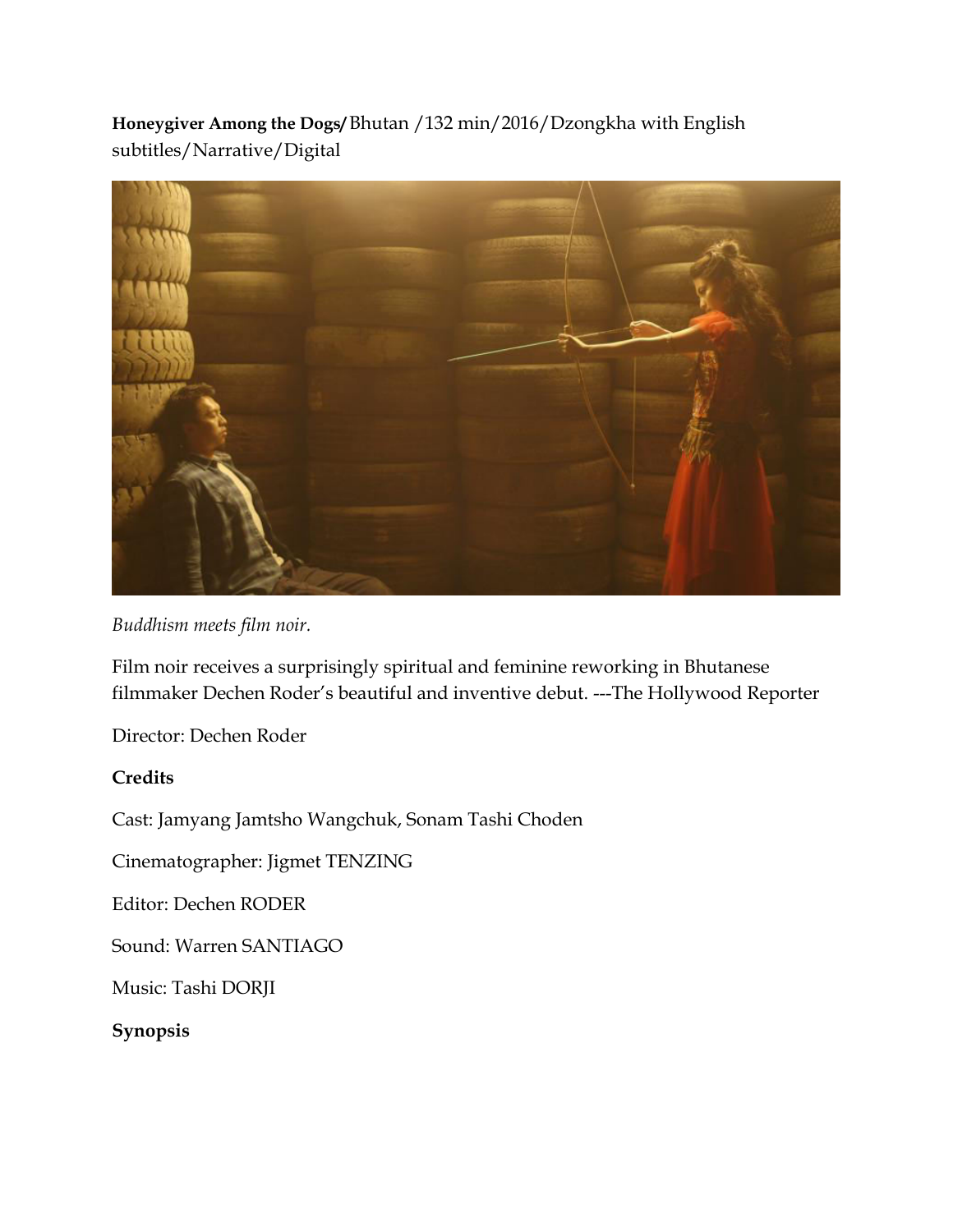**Honeygiver Among the Dogs/** Bhutan /132 min/2016/Dzongkha with English subtitles/Narrative/Digital

*Buddhism meets film noir.*

Film noir receives a surprisingly spiritual and feminine reworking in Bhutanese filmmaker Dechen Roder's beautiful and inventive debut. ---The Hollywood Reporter

Director: Dechen Roder

**Credits**

Cast: Jamyang Jamtsho Wangchuk, Sonam Tashi Choden

Cinematographer: Jigmet TENZING

Editor: Dechen RODER

Sound: Warren SANTIAGO

Music: Tashi DORJI

**Synopsis**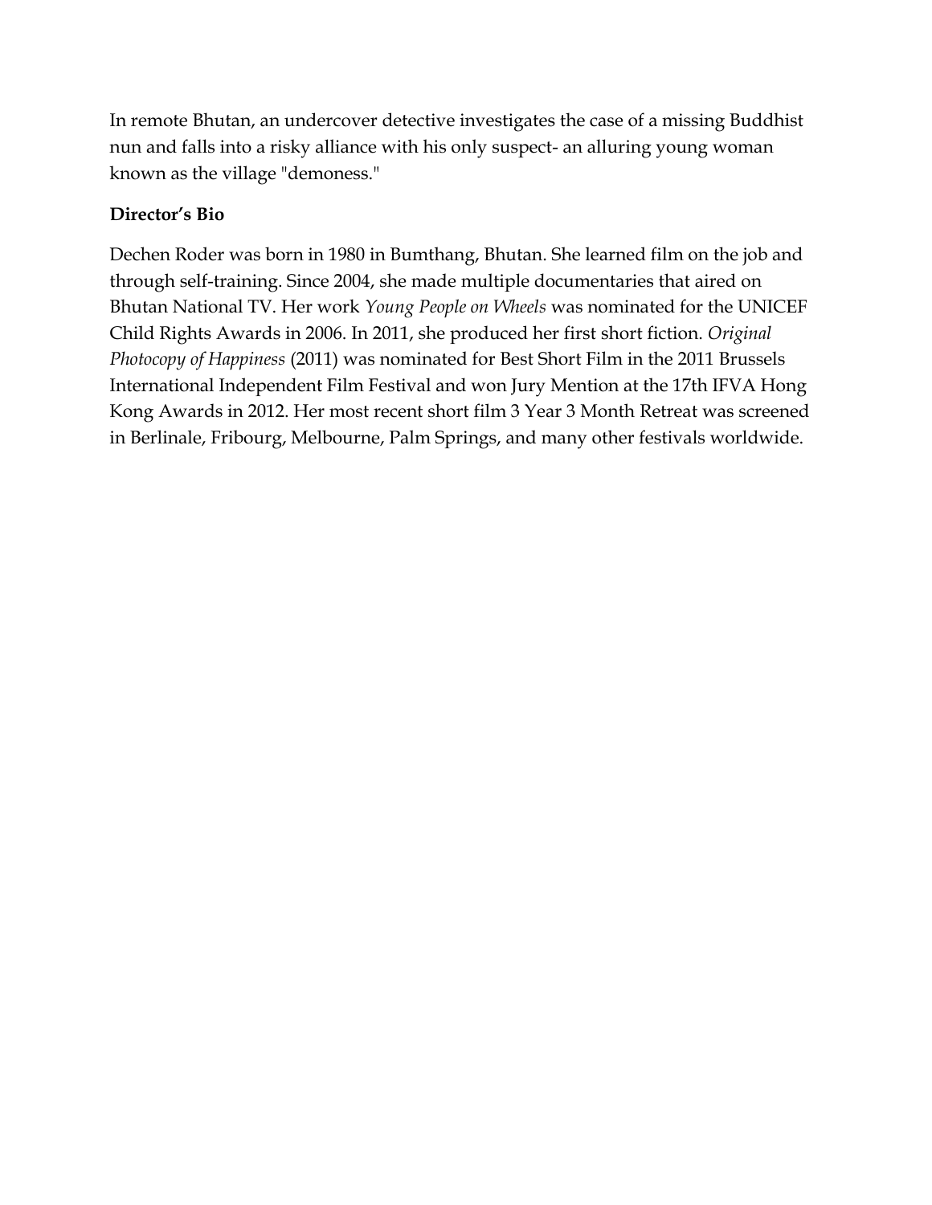In remote Bhutan, an undercover detective investigates the case of a missing Buddhist nun and falls into a risky alliance with his only suspect- an alluring young woman known as the village "demoness."

**Director's Bio**

Dechen Roder was born in 1980 in Bumthang, Bhutan. She learned film on the job and through self-training. Since 2004, she made multiple documentaries that aired on Bhutan National TV. Her work *Young People on Wheels* was nominated for the UNICEF Child Rights Awards in 2006. In 2011, she produced her first short fiction. *Original Photocopy of Happiness* (2011) was nominated for Best Short Film in the 2011 Brussels International Independent Film Festival and won Jury Mention at the 17th IFVA Hong Kong Awards in 2012. Her most recent short film 3 Year 3 Month Retreat was screened in Berlinale, Fribourg, Melbourne, Palm Springs, and many other festivals worldwide.